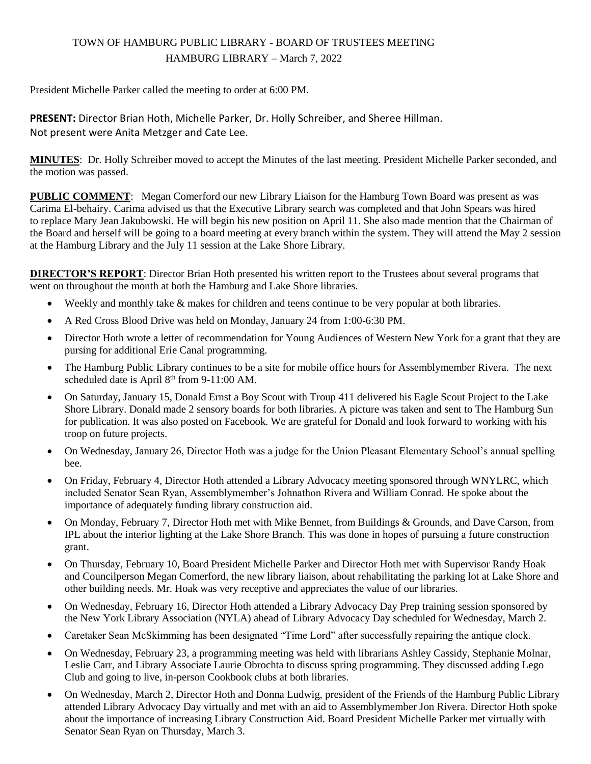# TOWN OF HAMBURG PUBLIC LIBRARY - BOARD OF TRUSTEES MEETING
## HAMBURG LIBRARY – March 7, 2022

President Michelle Parker called the meeting to order at 6:00 PM.

**PRESENT:** Director Brian Hoth, Michelle Parker, Dr. Holly Schreiber, and Sheree Hillman.
Not present were Anita Metzger and Cate Lee.

**MINUTES**: Dr. Holly Schreiber moved to accept the Minutes of the last meeting. President Michelle Parker seconded, and the motion was passed.

**PUBLIC COMMENT**: Megan Comerford our new Library Liaison for the Hamburg Town Board was present as was Carima El-behairy. Carima advised us that the Executive Library search was completed and that John Spears was hired to replace Mary Jean Jakubowski. He will begin his new position on April 11. She also made mention that the Chairman of the Board and herself will be going to a board meeting at every branch within the system. They will attend the May 2 session at the Hamburg Library and the July 11 session at the Lake Shore Library.

**DIRECTOR'S REPORT**: Director Brian Hoth presented his written report to the Trustees about several programs that went on throughout the month at both the Hamburg and Lake Shore libraries.

- Weekly and monthly take & makes for children and teens continue to be very popular at both libraries.
- A Red Cross Blood Drive was held on Monday, January 24 from 1:00-6:30 PM.
- Director Hoth wrote a letter of recommendation for Young Audiences of Western New York for a grant that they are pursing for additional Erie Canal programming.
- The Hamburg Public Library continues to be a site for mobile office hours for Assemblymember Rivera. The next scheduled date is April 8th from 9-11:00 AM.
- On Saturday, January 15, Donald Ernst a Boy Scout with Troup 411 delivered his Eagle Scout Project to the Lake Shore Library. Donald made 2 sensory boards for both libraries. A picture was taken and sent to The Hamburg Sun for publication. It was also posted on Facebook. We are grateful for Donald and look forward to working with his troop on future projects.
- On Wednesday, January 26, Director Hoth was a judge for the Union Pleasant Elementary School's annual spelling bee.
- On Friday, February 4, Director Hoth attended a Library Advocacy meeting sponsored through WNYLRC, which included Senator Sean Ryan, Assemblymember's Johnathon Rivera and William Conrad. He spoke about the importance of adequately funding library construction aid.
- On Monday, February 7, Director Hoth met with Mike Bennet, from Buildings & Grounds, and Dave Carson, from IPL about the interior lighting at the Lake Shore Branch. This was done in hopes of pursuing a future construction grant.
- On Thursday, February 10, Board President Michelle Parker and Director Hoth met with Supervisor Randy Hoak and Councilperson Megan Comerford, the new library liaison, about rehabilitating the parking lot at Lake Shore and other building needs. Mr. Hoak was very receptive and appreciates the value of our libraries.
- On Wednesday, February 16, Director Hoth attended a Library Advocacy Day Prep training session sponsored by the New York Library Association (NYLA) ahead of Library Advocacy Day scheduled for Wednesday, March 2.
- Caretaker Sean McSkimming has been designated "Time Lord" after successfully repairing the antique clock.
- On Wednesday, February 23, a programming meeting was held with librarians Ashley Cassidy, Stephanie Molnar, Leslie Carr, and Library Associate Laurie Obrochta to discuss spring programming. They discussed adding Lego Club and going to live, in-person Cookbook clubs at both libraries.
- On Wednesday, March 2, Director Hoth and Donna Ludwig, president of the Friends of the Hamburg Public Library attended Library Advocacy Day virtually and met with an aid to Assemblymember Jon Rivera. Director Hoth spoke about the importance of increasing Library Construction Aid. Board President Michelle Parker met virtually with Senator Sean Ryan on Thursday, March 3.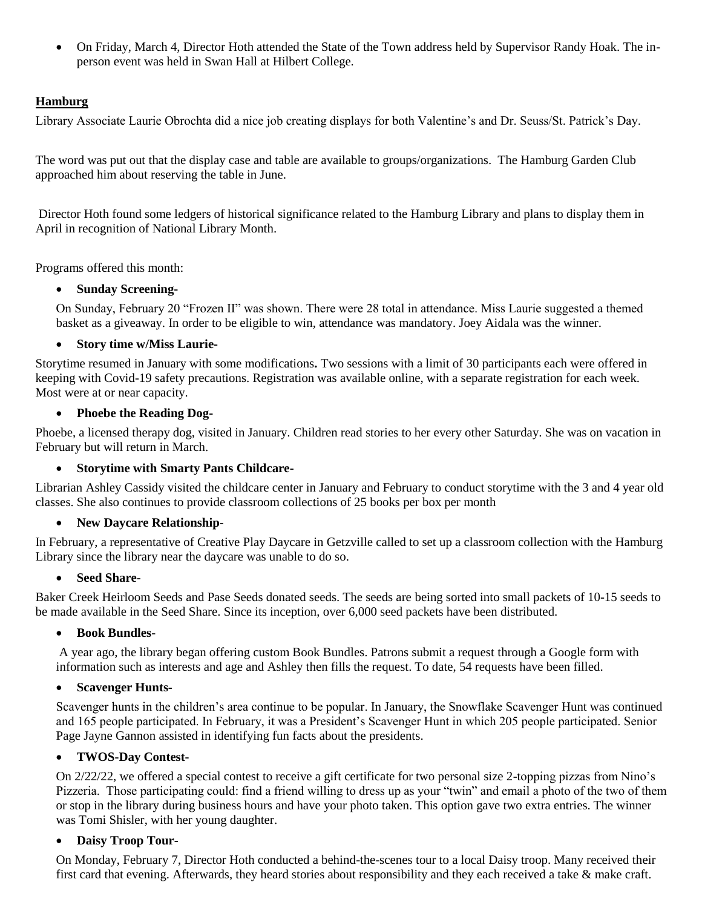- On Friday, March 4, Director Hoth attended the State of the Town address held by Supervisor Randy Hoak. The in-person event was held in Swan Hall at Hilbert College.

**Hamburg**

Library Associate Laurie Obrochta did a nice job creating displays for both Valentine's and Dr. Seuss/St. Patrick's Day.

The word was put out that the display case and table are available to groups/organizations. The Hamburg Garden Club approached him about reserving the table in June.

Director Hoth found some ledgers of historical significance related to the Hamburg Library and plans to display them in April in recognition of National Library Month.

Programs offered this month:

- **Sunday Screening-**

  On Sunday, February 20 "Frozen II" was shown. There were 28 total in attendance. Miss Laurie suggested a themed basket as a giveaway. In order to be eligible to win, attendance was mandatory. Joey Aidala was the winner.

- **Story time w/Miss Laurie-**

Storytime resumed in January with some modifications**.** Two sessions with a limit of 30 participants each were offered in keeping with Covid-19 safety precautions. Registration was available online, with a separate registration for each week. Most were at or near capacity.

- **Phoebe the Reading Dog-**

Phoebe, a licensed therapy dog, visited in January. Children read stories to her every other Saturday. She was on vacation in February but will return in March.

- **Storytime with Smarty Pants Childcare-**

Librarian Ashley Cassidy visited the childcare center in January and February to conduct storytime with the 3 and 4 year old classes. She also continues to provide classroom collections of 25 books per box per month

- **New Daycare Relationship-**

In February, a representative of Creative Play Daycare in Getzville called to set up a classroom collection with the Hamburg Library since the library near the daycare was unable to do so.

- **Seed Share-**

Baker Creek Heirloom Seeds and Pase Seeds donated seeds. The seeds are being sorted into small packets of 10-15 seeds to be made available in the Seed Share. Since its inception, over 6,000 seed packets have been distributed.

- **Book Bundles-**

  A year ago, the library began offering custom Book Bundles. Patrons submit a request through a Google form with information such as interests and age and Ashley then fills the request. To date, 54 requests have been filled.

- **Scavenger Hunts-**

  Scavenger hunts in the children's area continue to be popular. In January, the Snowflake Scavenger Hunt was continued and 165 people participated. In February, it was a President's Scavenger Hunt in which 205 people participated. Senior Page Jayne Gannon assisted in identifying fun facts about the presidents.

- **TWOS-Day Contest-**

  On 2/22/22, we offered a special contest to receive a gift certificate for two personal size 2-topping pizzas from Nino's Pizzeria. Those participating could: find a friend willing to dress up as your "twin" and email a photo of the two of them or stop in the library during business hours and have your photo taken. This option gave two extra entries. The winner was Tomi Shisler, with her young daughter.

- **Daisy Troop Tour-**

  On Monday, February 7, Director Hoth conducted a behind-the-scenes tour to a local Daisy troop. Many received their first card that evening. Afterwards, they heard stories about responsibility and they each received a take & make craft.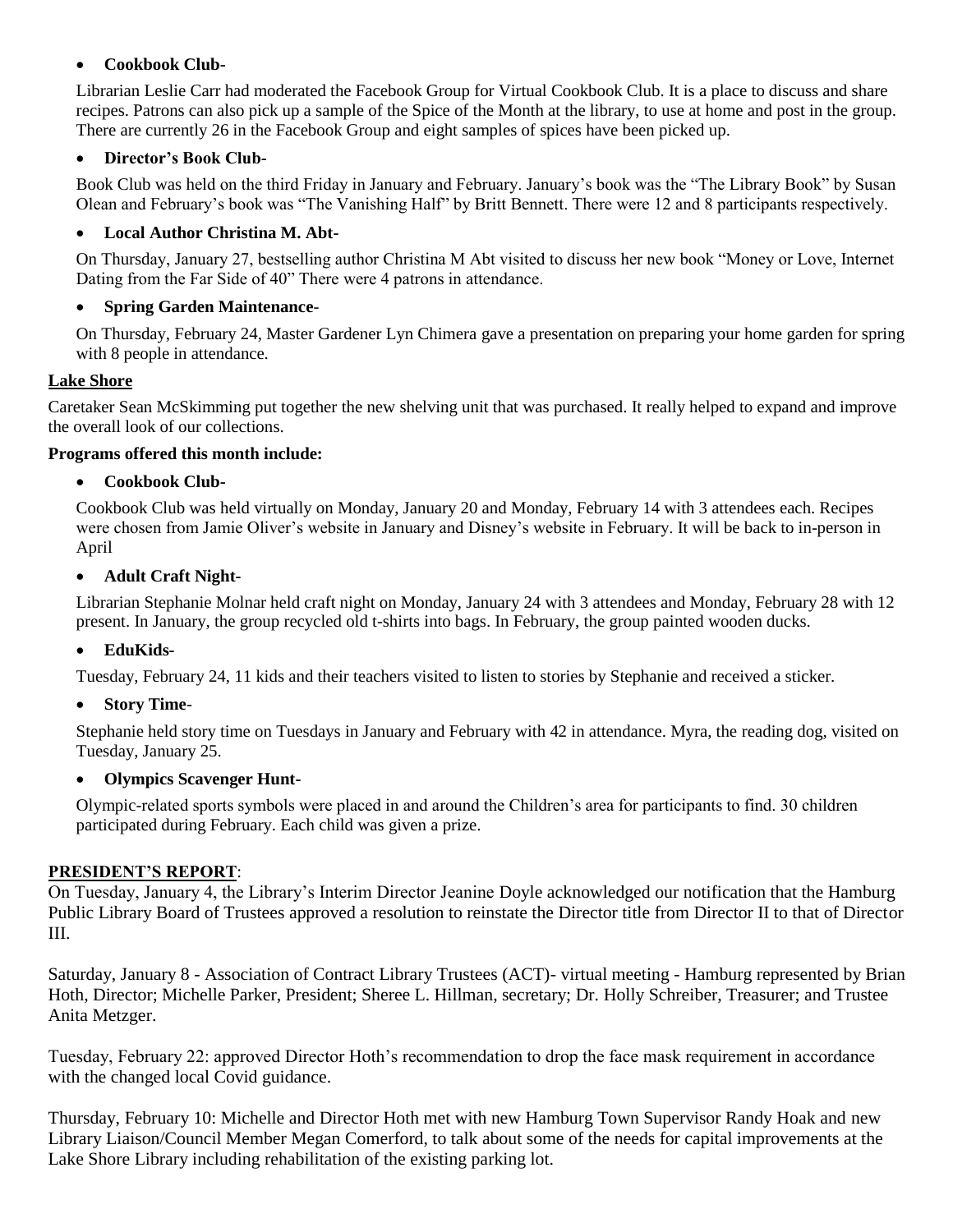- **Cookbook Club-**

  Librarian Leslie Carr had moderated the Facebook Group for Virtual Cookbook Club. It is a place to discuss and share recipes. Patrons can also pick up a sample of the Spice of the Month at the library, to use at home and post in the group. There are currently 26 in the Facebook Group and eight samples of spices have been picked up.

- **Director's Book Club-**

  Book Club was held on the third Friday in January and February. January's book was the "The Library Book" by Susan Olean and February's book was "The Vanishing Half" by Britt Bennett. There were 12 and 8 participants respectively.

- **Local Author Christina M. Abt-**

  On Thursday, January 27, bestselling author Christina M Abt visited to discuss her new book "Money or Love, Internet Dating from the Far Side of 40" There were 4 patrons in attendance.

- **Spring Garden Maintenance-**

  On Thursday, February 24, Master Gardener Lyn Chimera gave a presentation on preparing your home garden for spring with 8 people in attendance.

**Lake Shore**

Caretaker Sean McSkimming put together the new shelving unit that was purchased. It really helped to expand and improve the overall look of our collections.

**Programs offered this month include:**

- **Cookbook Club-**

  Cookbook Club was held virtually on Monday, January 20 and Monday, February 14 with 3 attendees each. Recipes were chosen from Jamie Oliver's website in January and Disney's website in February. It will be back to in-person in April

- **Adult Craft Night-**

  Librarian Stephanie Molnar held craft night on Monday, January 24 with 3 attendees and Monday, February 28 with 12 present. In January, the group recycled old t-shirts into bags. In February, the group painted wooden ducks.

- **EduKids-**

  Tuesday, February 24, 11 kids and their teachers visited to listen to stories by Stephanie and received a sticker.

- **Story Time-**

  Stephanie held story time on Tuesdays in January and February with 42 in attendance. Myra, the reading dog, visited on Tuesday, January 25.

- **Olympics Scavenger Hunt-**

  Olympic-related sports symbols were placed in and around the Children's area for participants to find. 30 children participated during February. Each child was given a prize.

**PRESIDENT'S REPORT**:

On Tuesday, January 4, the Library's Interim Director Jeanine Doyle acknowledged our notification that the Hamburg Public Library Board of Trustees approved a resolution to reinstate the Director title from Director II to that of Director III.

Saturday, January 8 - Association of Contract Library Trustees (ACT)- virtual meeting - Hamburg represented by Brian Hoth, Director; Michelle Parker, President; Sheree L. Hillman, secretary; Dr. Holly Schreiber, Treasurer; and Trustee Anita Metzger.

Tuesday, February 22: approved Director Hoth's recommendation to drop the face mask requirement in accordance with the changed local Covid guidance.

Thursday, February 10: Michelle and Director Hoth met with new Hamburg Town Supervisor Randy Hoak and new Library Liaison/Council Member Megan Comerford, to talk about some of the needs for capital improvements at the Lake Shore Library including rehabilitation of the existing parking lot.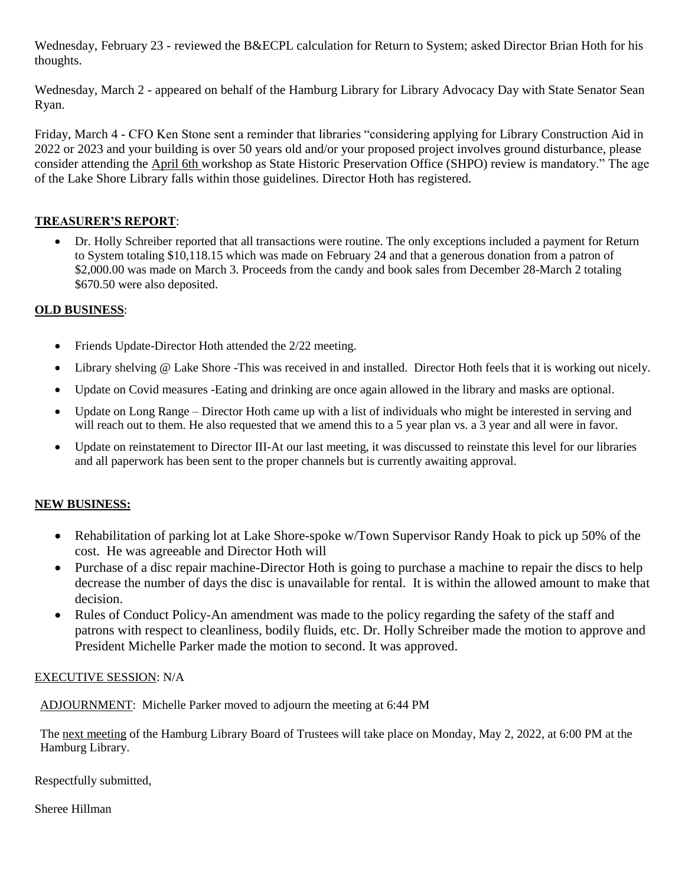Wednesday, February 23 - reviewed the B&ECPL calculation for Return to System; asked Director Brian Hoth for his thoughts.

Wednesday, March 2 - appeared on behalf of the Hamburg Library for Library Advocacy Day with State Senator Sean Ryan.

Friday, March 4 - CFO Ken Stone sent a reminder that libraries "considering applying for Library Construction Aid in 2022 or 2023 and your building is over 50 years old and/or your proposed project involves ground disturbance, please consider attending the April 6th workshop as State Historic Preservation Office (SHPO) review is mandatory." The age of the Lake Shore Library falls within those guidelines. Director Hoth has registered.

**TREASURER'S REPORT**:

- Dr. Holly Schreiber reported that all transactions were routine. The only exceptions included a payment for Return to System totaling $10,118.15 which was made on February 24 and that a generous donation from a patron of $2,000.00 was made on March 3. Proceeds from the candy and book sales from December 28-March 2 totaling $670.50 were also deposited.

**OLD BUSINESS**:

- Friends Update-Director Hoth attended the 2/22 meeting.
- Library shelving @ Lake Shore -This was received in and installed. Director Hoth feels that it is working out nicely.
- Update on Covid measures -Eating and drinking are once again allowed in the library and masks are optional.
- Update on Long Range – Director Hoth came up with a list of individuals who might be interested in serving and will reach out to them. He also requested that we amend this to a 5 year plan vs. a 3 year and all were in favor.
- Update on reinstatement to Director III-At our last meeting, it was discussed to reinstate this level for our libraries and all paperwork has been sent to the proper channels but is currently awaiting approval.

**NEW BUSINESS:**

- Rehabilitation of parking lot at Lake Shore-spoke w/Town Supervisor Randy Hoak to pick up 50% of the cost. He was agreeable and Director Hoth will
- Purchase of a disc repair machine-Director Hoth is going to purchase a machine to repair the discs to help decrease the number of days the disc is unavailable for rental. It is within the allowed amount to make that decision.
- Rules of Conduct Policy-An amendment was made to the policy regarding the safety of the staff and patrons with respect to cleanliness, bodily fluids, etc. Dr. Holly Schreiber made the motion to approve and President Michelle Parker made the motion to second. It was approved.

EXECUTIVE SESSION: N/A

ADJOURNMENT: Michelle Parker moved to adjourn the meeting at 6:44 PM

The next meeting of the Hamburg Library Board of Trustees will take place on Monday, May 2, 2022, at 6:00 PM at the Hamburg Library.

Respectfully submitted,

Sheree Hillman